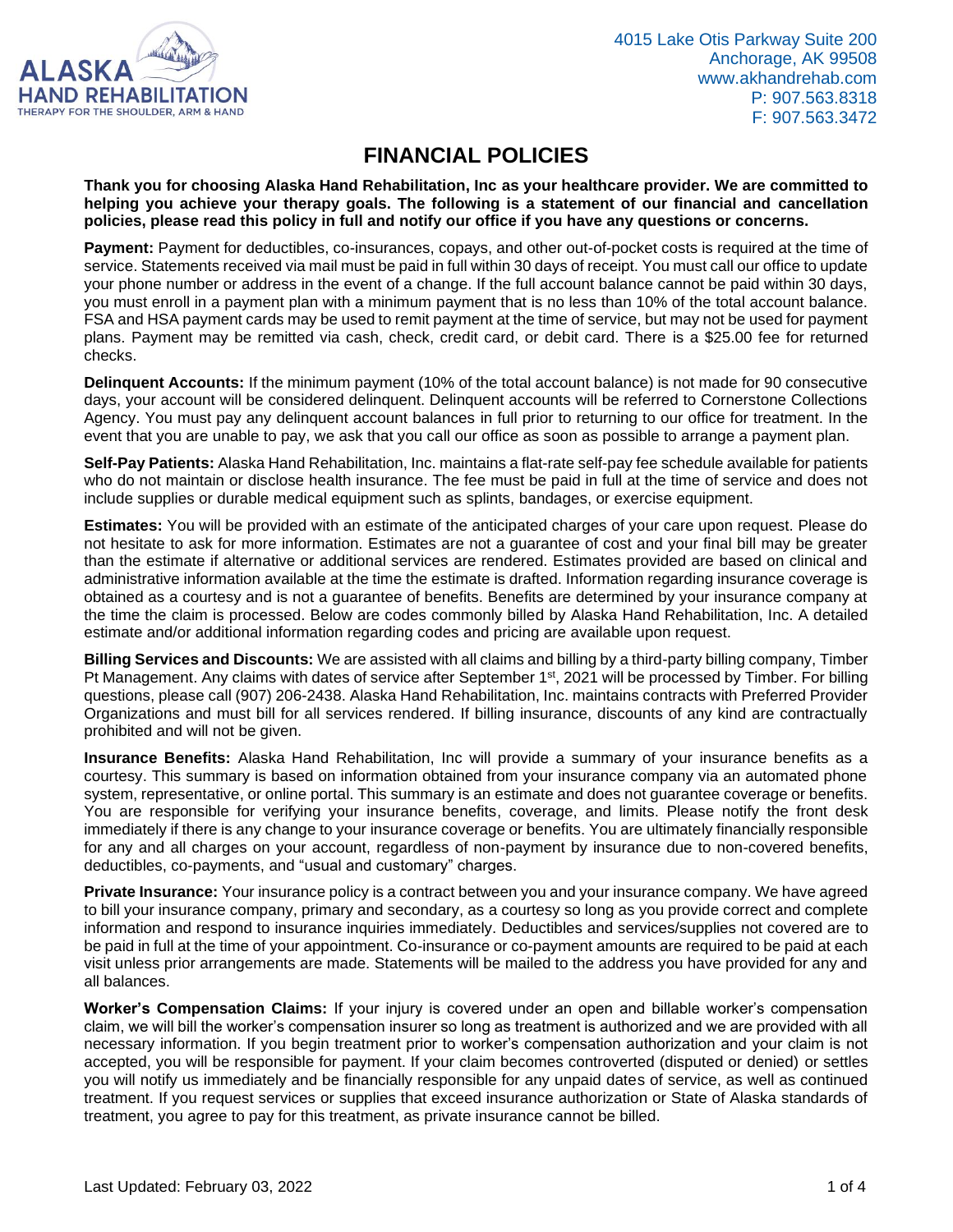ALASKA HAND REHABILITATION
THERAPY FOR THE SHOULDER, ARM & HAND

4015 Lake Otis Parkway Suite 200
Anchorage, AK 99508
www.akhandrehab.com
P: 907.563.8318
F: 907.563.3472

# FINANCIAL POLICIES

**Thank you for choosing Alaska Hand Rehabilitation, Inc as your healthcare provider. We are committed to helping you achieve your therapy goals. The following is a statement of our financial and cancellation policies, please read this policy in full and notify our office if you have any questions or concerns.**

**Payment:** Payment for deductibles, co-insurances, copays, and other out-of-pocket costs is required at the time of service. Statements received via mail must be paid in full within 30 days of receipt. You must call our office to update your phone number or address in the event of a change. If the full account balance cannot be paid within 30 days, you must enroll in a payment plan with a minimum payment that is no less than 10% of the total account balance. FSA and HSA payment cards may be used to remit payment at the time of service, but may not be used for payment plans. Payment may be remitted via cash, check, credit card, or debit card. There is a $25.00 fee for returned checks.

**Delinquent Accounts:** If the minimum payment (10% of the total account balance) is not made for 90 consecutive days, your account will be considered delinquent. Delinquent accounts will be referred to Cornerstone Collections Agency. You must pay any delinquent account balances in full prior to returning to our office for treatment. In the event that you are unable to pay, we ask that you call our office as soon as possible to arrange a payment plan.

**Self-Pay Patients:** Alaska Hand Rehabilitation, Inc. maintains a flat-rate self-pay fee schedule available for patients who do not maintain or disclose health insurance. The fee must be paid in full at the time of service and does not include supplies or durable medical equipment such as splints, bandages, or exercise equipment.

**Estimates:** You will be provided with an estimate of the anticipated charges of your care upon request. Please do not hesitate to ask for more information. Estimates are not a guarantee of cost and your final bill may be greater than the estimate if alternative or additional services are rendered. Estimates provided are based on clinical and administrative information available at the time the estimate is drafted. Information regarding insurance coverage is obtained as a courtesy and is not a guarantee of benefits. Benefits are determined by your insurance company at the time the claim is processed. Below are codes commonly billed by Alaska Hand Rehabilitation, Inc. A detailed estimate and/or additional information regarding codes and pricing are available upon request.

**Billing Services and Discounts:** We are assisted with all claims and billing by a third-party billing company, Timber Pt Management. Any claims with dates of service after September 1st, 2021 will be processed by Timber. For billing questions, please call (907) 206-2438. Alaska Hand Rehabilitation, Inc. maintains contracts with Preferred Provider Organizations and must bill for all services rendered. If billing insurance, discounts of any kind are contractually prohibited and will not be given.

**Insurance Benefits:** Alaska Hand Rehabilitation, Inc will provide a summary of your insurance benefits as a courtesy. This summary is based on information obtained from your insurance company via an automated phone system, representative, or online portal. This summary is an estimate and does not guarantee coverage or benefits. You are responsible for verifying your insurance benefits, coverage, and limits. Please notify the front desk immediately if there is any change to your insurance coverage or benefits. You are ultimately financially responsible for any and all charges on your account, regardless of non-payment by insurance due to non-covered benefits, deductibles, co-payments, and "usual and customary" charges.

**Private Insurance:** Your insurance policy is a contract between you and your insurance company. We have agreed to bill your insurance company, primary and secondary, as a courtesy so long as you provide correct and complete information and respond to insurance inquiries immediately. Deductibles and services/supplies not covered are to be paid in full at the time of your appointment. Co-insurance or co-payment amounts are required to be paid at each visit unless prior arrangements are made. Statements will be mailed to the address you have provided for any and all balances.

**Worker's Compensation Claims:** If your injury is covered under an open and billable worker's compensation claim, we will bill the worker's compensation insurer so long as treatment is authorized and we are provided with all necessary information. If you begin treatment prior to worker's compensation authorization and your claim is not accepted, you will be responsible for payment. If your claim becomes controverted (disputed or denied) or settles you will notify us immediately and be financially responsible for any unpaid dates of service, as well as continued treatment. If you request services or supplies that exceed insurance authorization or State of Alaska standards of treatment, you agree to pay for this treatment, as private insurance cannot be billed.

Last Updated: February 03, 2022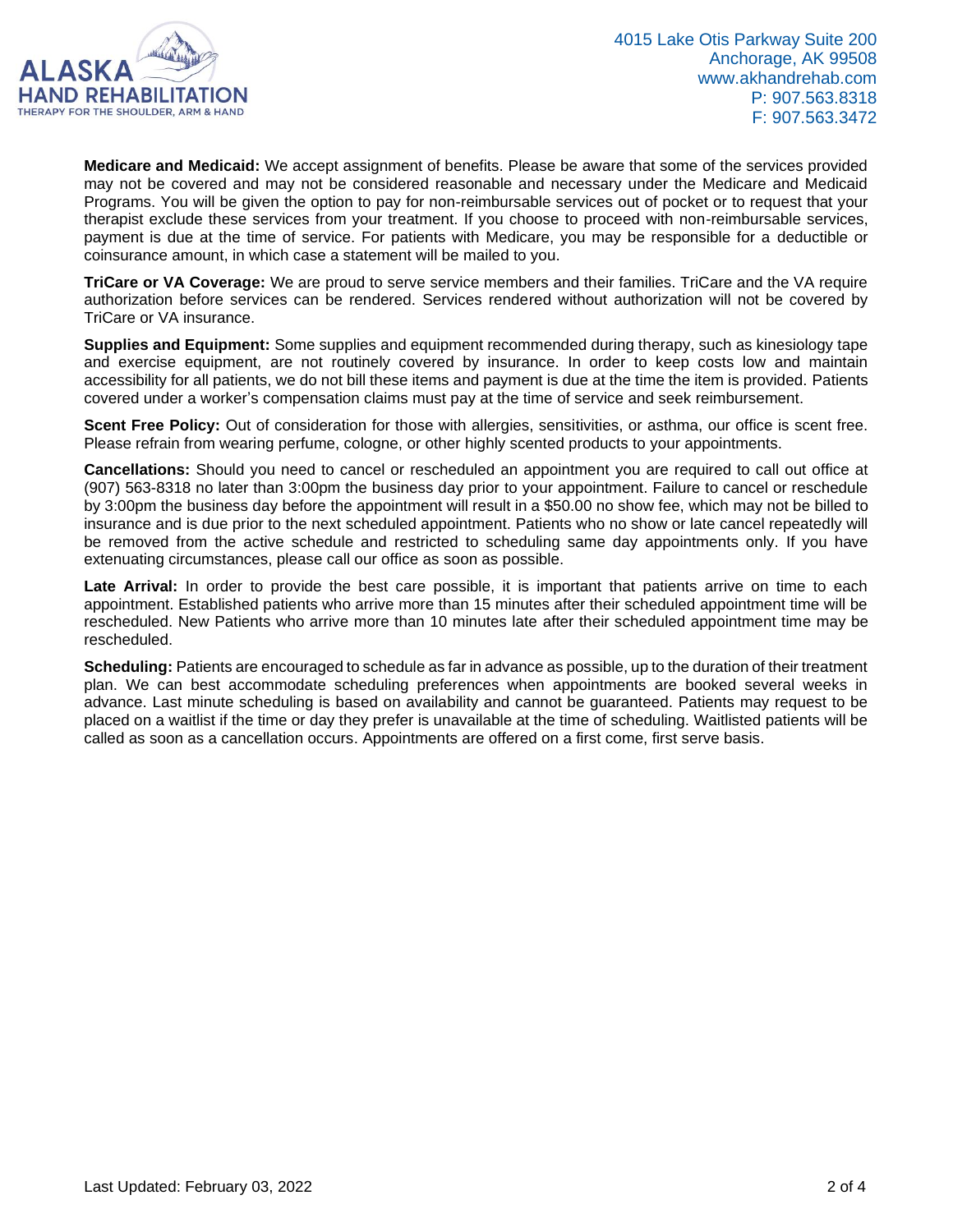**Medicare and Medicaid:** We accept assignment of benefits. Please be aware that some of the services provided may not be covered and may not be considered reasonable and necessary under the Medicare and Medicaid Programs. You will be given the option to pay for non-reimbursable services out of pocket or to request that your therapist exclude these services from your treatment. If you choose to proceed with non-reimbursable services, payment is due at the time of service. For patients with Medicare, you may be responsible for a deductible or coinsurance amount, in which case a statement will be mailed to you.

**TriCare or VA Coverage:** We are proud to serve service members and their families. TriCare and the VA require authorization before services can be rendered. Services rendered without authorization will not be covered by TriCare or VA insurance.

**Supplies and Equipment:** Some supplies and equipment recommended during therapy, such as kinesiology tape and exercise equipment, are not routinely covered by insurance. In order to keep costs low and maintain accessibility for all patients, we do not bill these items and payment is due at the time the item is provided. Patients covered under a worker's compensation claims must pay at the time of service and seek reimbursement.

**Scent Free Policy:** Out of consideration for those with allergies, sensitivities, or asthma, our office is scent free. Please refrain from wearing perfume, cologne, or other highly scented products to your appointments.

**Cancellations:** Should you need to cancel or rescheduled an appointment you are required to call out office at (907) 563-8318 no later than 3:00pm the business day prior to your appointment. Failure to cancel or reschedule by 3:00pm the business day before the appointment will result in a $50.00 no show fee, which may not be billed to insurance and is due prior to the next scheduled appointment. Patients who no show or late cancel repeatedly will be removed from the active schedule and restricted to scheduling same day appointments only. If you have extenuating circumstances, please call our office as soon as possible.

**Late Arrival:** In order to provide the best care possible, it is important that patients arrive on time to each appointment. Established patients who arrive more than 15 minutes after their scheduled appointment time will be rescheduled. New Patients who arrive more than 10 minutes late after their scheduled appointment time may be rescheduled.

**Scheduling:** Patients are encouraged to schedule as far in advance as possible, up to the duration of their treatment plan. We can best accommodate scheduling preferences when appointments are booked several weeks in advance. Last minute scheduling is based on availability and cannot be guaranteed. Patients may request to be placed on a waitlist if the time or day they prefer is unavailable at the time of scheduling. Waitlisted patients will be called as soon as a cancellation occurs. Appointments are offered on a first come, first serve basis.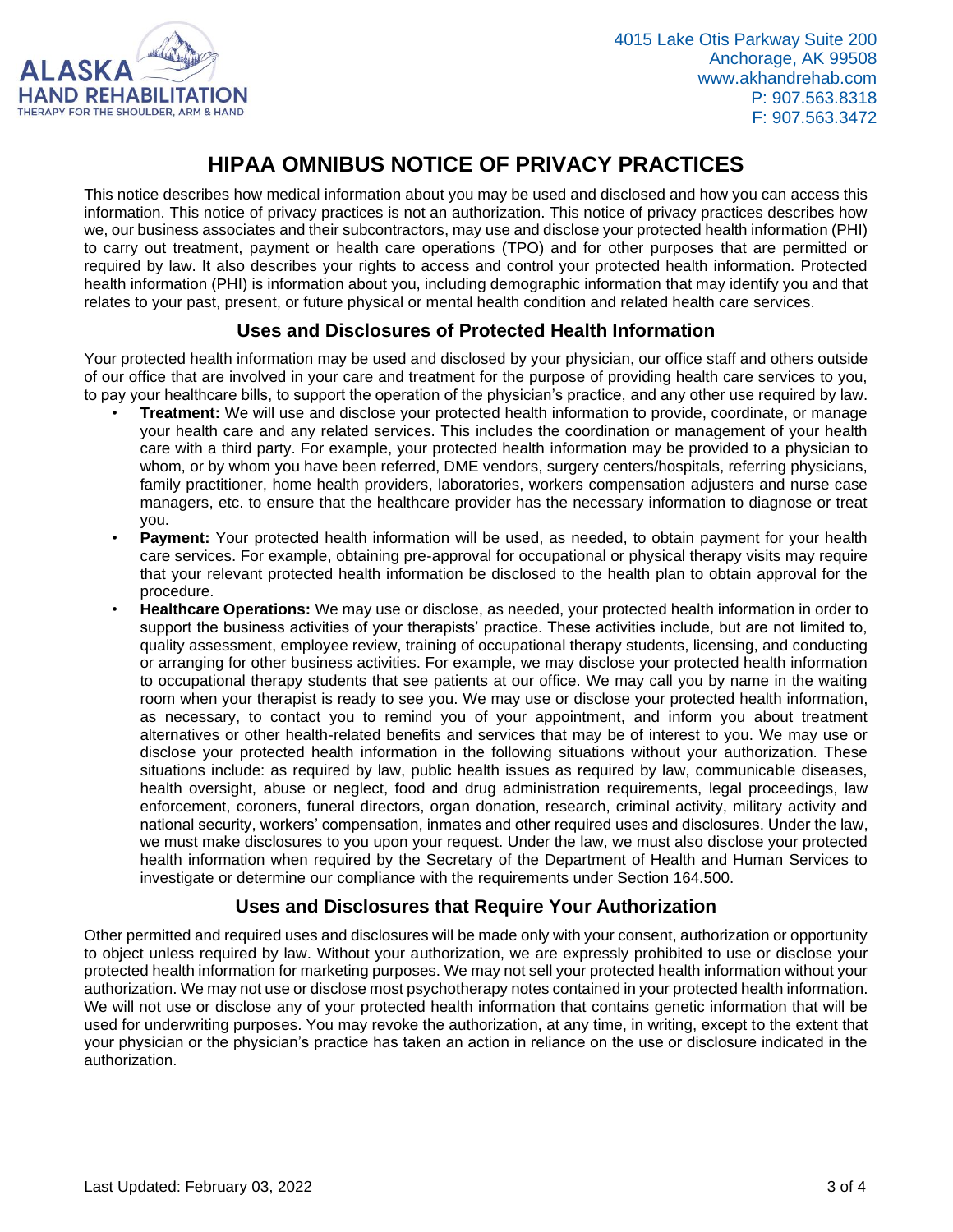ALASKA HAND REHABILITATION
THERAPY FOR THE SHOULDER, ARM & HAND

4015 Lake Otis Parkway Suite 200
Anchorage, AK 99508
www.akhandrehab.com
P: 907.563.8318
F: 907.563.3472

# HIPAA OMNIBUS NOTICE OF PRIVACY PRACTICES

This notice describes how medical information about you may be used and disclosed and how you can access this information. This notice of privacy practices is not an authorization. This notice of privacy practices describes how we, our business associates and their subcontractors, may use and disclose your protected health information (PHI) to carry out treatment, payment or health care operations (TPO) and for other purposes that are permitted or required by law. It also describes your rights to access and control your protected health information. Protected health information (PHI) is information about you, including demographic information that may identify you and that relates to your past, present, or future physical or mental health condition and related health care services.

## Uses and Disclosures of Protected Health Information

Your protected health information may be used and disclosed by your physician, our office staff and others outside of our office that are involved in your care and treatment for the purpose of providing health care services to you, to pay your healthcare bills, to support the operation of the physician's practice, and any other use required by law.

- **Treatment:** We will use and disclose your protected health information to provide, coordinate, or manage your health care and any related services. This includes the coordination or management of your health care with a third party. For example, your protected health information may be provided to a physician to whom, or by whom you have been referred, DME vendors, surgery centers/hospitals, referring physicians, family practitioner, home health providers, laboratories, workers compensation adjusters and nurse case managers, etc. to ensure that the healthcare provider has the necessary information to diagnose or treat you.
- **Payment:** Your protected health information will be used, as needed, to obtain payment for your health care services. For example, obtaining pre-approval for occupational or physical therapy visits may require that your relevant protected health information be disclosed to the health plan to obtain approval for the procedure.
- **Healthcare Operations:** We may use or disclose, as needed, your protected health information in order to support the business activities of your therapists' practice. These activities include, but are not limited to, quality assessment, employee review, training of occupational therapy students, licensing, and conducting or arranging for other business activities. For example, we may disclose your protected health information to occupational therapy students that see patients at our office. We may call you by name in the waiting room when your therapist is ready to see you. We may use or disclose your protected health information, as necessary, to contact you to remind you of your appointment, and inform you about treatment alternatives or other health-related benefits and services that may be of interest to you. We may use or disclose your protected health information in the following situations without your authorization. These situations include: as required by law, public health issues as required by law, communicable diseases, health oversight, abuse or neglect, food and drug administration requirements, legal proceedings, law enforcement, coroners, funeral directors, organ donation, research, criminal activity, military activity and national security, workers' compensation, inmates and other required uses and disclosures. Under the law, we must make disclosures to you upon your request. Under the law, we must also disclose your protected health information when required by the Secretary of the Department of Health and Human Services to investigate or determine our compliance with the requirements under Section 164.500.

## Uses and Disclosures that Require Your Authorization

Other permitted and required uses and disclosures will be made only with your consent, authorization or opportunity to object unless required by law. Without your authorization, we are expressly prohibited to use or disclose your protected health information for marketing purposes. We may not sell your protected health information without your authorization. We may not use or disclose most psychotherapy notes contained in your protected health information. We will not use or disclose any of your protected health information that contains genetic information that will be used for underwriting purposes. You may revoke the authorization, at any time, in writing, except to the extent that your physician or the physician's practice has taken an action in reliance on the use or disclosure indicated in the authorization.

Last Updated: February 03, 2022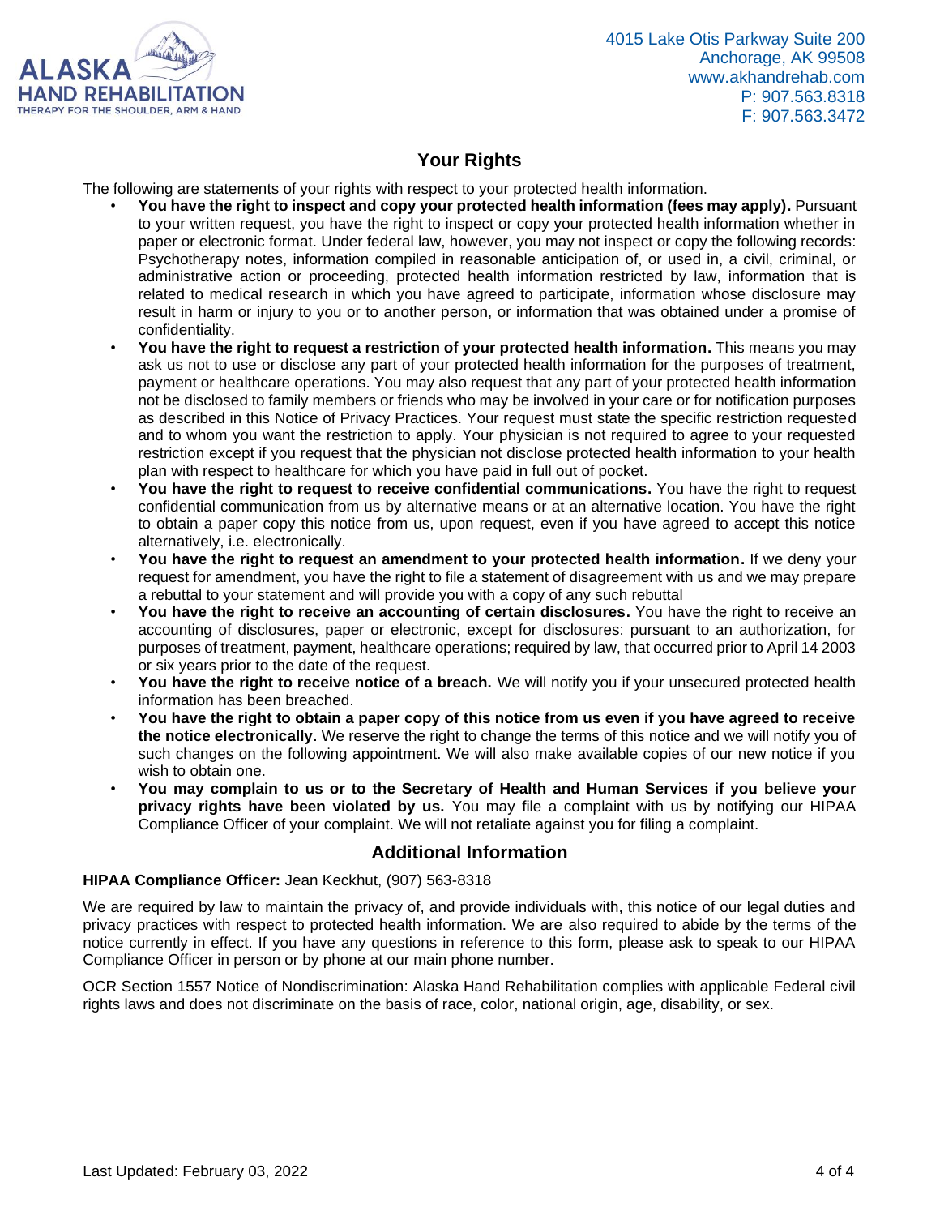ALASKA HAND REHABILITATION
THERAPY FOR THE SHOULDER, ARM & HAND

4015 Lake Otis Parkway Suite 200
Anchorage, AK 99508
www.akhandrehab.com
P: 907.563.8318
F: 907.563.3472

## Your Rights

The following are statements of your rights with respect to your protected health information.

- **You have the right to inspect and copy your protected health information (fees may apply).** Pursuant to your written request, you have the right to inspect or copy your protected health information whether in paper or electronic format. Under federal law, however, you may not inspect or copy the following records: Psychotherapy notes, information compiled in reasonable anticipation of, or used in, a civil, criminal, or administrative action or proceeding, protected health information restricted by law, information that is related to medical research in which you have agreed to participate, information whose disclosure may result in harm or injury to you or to another person, or information that was obtained under a promise of confidentiality.
- **You have the right to request a restriction of your protected health information.** This means you may ask us not to use or disclose any part of your protected health information for the purposes of treatment, payment or healthcare operations. You may also request that any part of your protected health information not be disclosed to family members or friends who may be involved in your care or for notification purposes as described in this Notice of Privacy Practices. Your request must state the specific restriction requested and to whom you want the restriction to apply. Your physician is not required to agree to your requested restriction except if you request that the physician not disclose protected health information to your health plan with respect to healthcare for which you have paid in full out of pocket.
- **You have the right to request to receive confidential communications.** You have the right to request confidential communication from us by alternative means or at an alternative location. You have the right to obtain a paper copy this notice from us, upon request, even if you have agreed to accept this notice alternatively, i.e. electronically.
- **You have the right to request an amendment to your protected health information.** If we deny your request for amendment, you have the right to file a statement of disagreement with us and we may prepare a rebuttal to your statement and will provide you with a copy of any such rebuttal
- **You have the right to receive an accounting of certain disclosures.** You have the right to receive an accounting of disclosures, paper or electronic, except for disclosures: pursuant to an authorization, for purposes of treatment, payment, healthcare operations; required by law, that occurred prior to April 14 2003 or six years prior to the date of the request.
- **You have the right to receive notice of a breach.** We will notify you if your unsecured protected health information has been breached.
- **You have the right to obtain a paper copy of this notice from us even if you have agreed to receive the notice electronically.** We reserve the right to change the terms of this notice and we will notify you of such changes on the following appointment. We will also make available copies of our new notice if you wish to obtain one.
- **You may complain to us or to the Secretary of Health and Human Services if you believe your privacy rights have been violated by us.** You may file a complaint with us by notifying our HIPAA Compliance Officer of your complaint. We will not retaliate against you for filing a complaint.

## Additional Information

**HIPAA Compliance Officer:** Jean Keckhut, (907) 563-8318

We are required by law to maintain the privacy of, and provide individuals with, this notice of our legal duties and privacy practices with respect to protected health information. We are also required to abide by the terms of the notice currently in effect. If you have any questions in reference to this form, please ask to speak to our HIPAA Compliance Officer in person or by phone at our main phone number.

OCR Section 1557 Notice of Nondiscrimination: Alaska Hand Rehabilitation complies with applicable Federal civil rights laws and does not discriminate on the basis of race, color, national origin, age, disability, or sex.

Last Updated: February 03, 2022